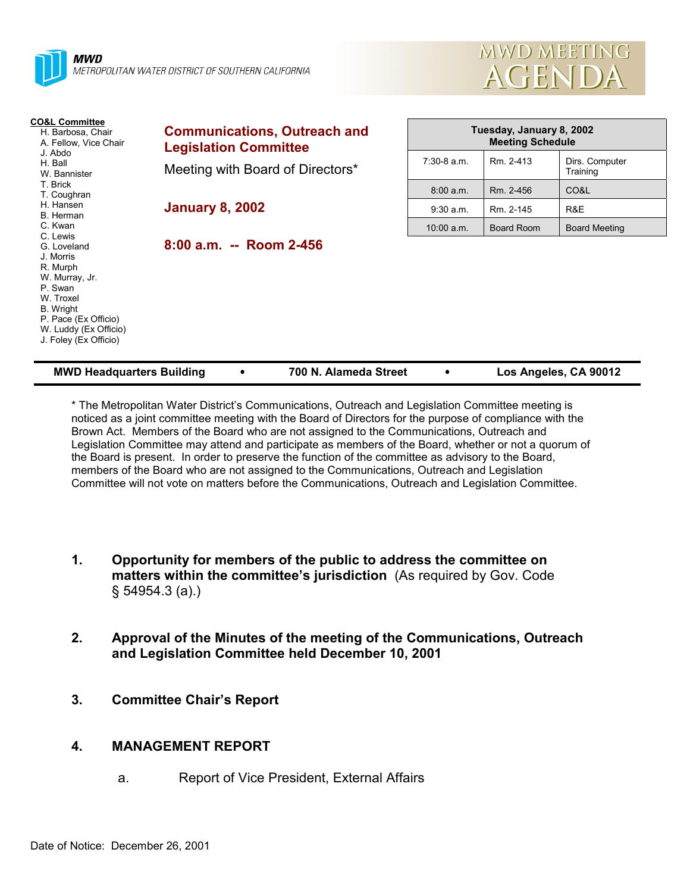**MWD**
METROPOLITAN WATER DISTRICT OF SOUTHERN CALIFORNIA

# MWD MEETING AGENDA

**CO&L Committee**
- H. Barbosa, Chair
- A. Fellow, Vice Chair
- J. Abdo
- H. Ball
- W. Bannister
- T. Brick
- T. Coughran
- H. Hansen
- B. Herman
- C. Kwan
- C. Lewis
- G. Loveland
- J. Morris
- R. Murph
- W. Murray, Jr.
- P. Swan
- W. Troxel
- B. Wright
- P. Pace (Ex Officio)
- W. Luddy (Ex Officio)
- J. Foley (Ex Officio)

## Communications, Outreach and Legislation Committee

Meeting with Board of Directors*

**January 8, 2002**

**8:00 a.m. -- Room 2-456**

| Tuesday, January 8, 2002 Meeting Schedule | | |
|---|---|---|
| 7:30-8 a.m. | Rm. 2-413 | Dirs. Computer Training |
| 8:00 a.m. | Rm. 2-456 | CO&L |
| 9:30 a.m. | Rm. 2-145 | R&E |
| 10:00 a.m. | Board Room | Board Meeting |

**MWD Headquarters Building • 700 N. Alameda Street • Los Angeles, CA 90012**

* The Metropolitan Water District's Communications, Outreach and Legislation Committee meeting is noticed as a joint committee meeting with the Board of Directors for the purpose of compliance with the Brown Act. Members of the Board who are not assigned to the Communications, Outreach and Legislation Committee may attend and participate as members of the Board, whether or not a quorum of the Board is present. In order to preserve the function of the committee as advisory to the Board, members of the Board who are not assigned to the Communications, Outreach and Legislation Committee will not vote on matters before the Communications, Outreach and Legislation Committee.

1. **Opportunity for members of the public to address the committee on matters within the committee's jurisdiction** (As required by Gov. Code § 54954.3 (a).)

2. **Approval of the Minutes of the meeting of the Communications, Outreach and Legislation Committee held December 10, 2001**

3. **Committee Chair's Report**

4. **MANAGEMENT REPORT**

   a. Report of Vice President, External Affairs

Date of Notice: December 26, 2001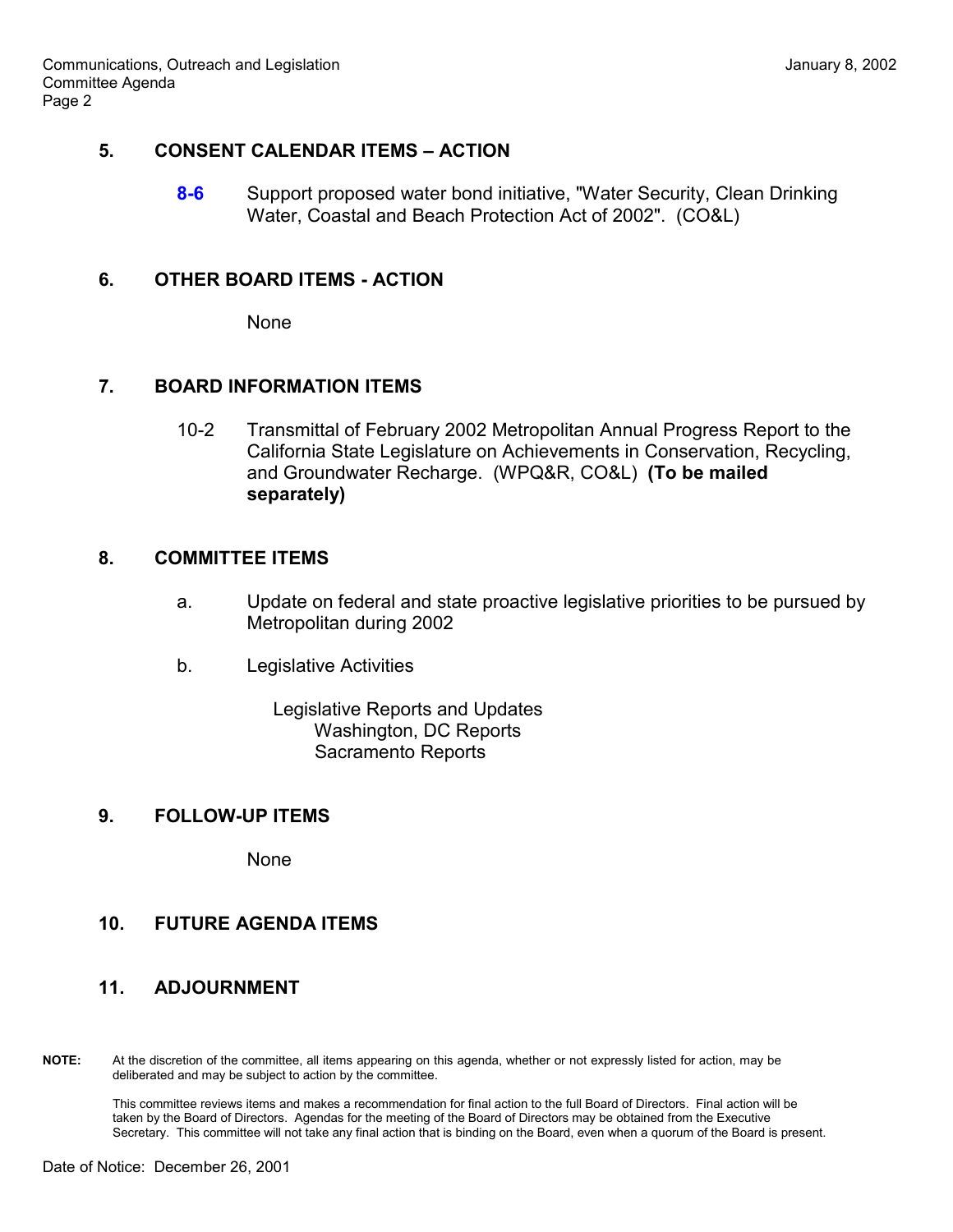## 5. CONSENT CALENDAR ITEMS – ACTION

**8-6** Support proposed water bond initiative, "Water Security, Clean Drinking Water, Coastal and Beach Protection Act of 2002". (CO&L)

## 6. OTHER BOARD ITEMS - ACTION

None

## 7. BOARD INFORMATION ITEMS

10-2 Transmittal of February 2002 Metropolitan Annual Progress Report to the California State Legislature on Achievements in Conservation, Recycling, and Groundwater Recharge. (WPQ&R, CO&L) **(To be mailed separately)**

## 8. COMMITTEE ITEMS

a. Update on federal and state proactive legislative priorities to be pursued by Metropolitan during 2002

b. Legislative Activities

Legislative Reports and Updates
- Washington, DC Reports
- Sacramento Reports

## 9. FOLLOW-UP ITEMS

None

## 10. FUTURE AGENDA ITEMS

## 11. ADJOURNMENT

**NOTE:** At the discretion of the committee, all items appearing on this agenda, whether or not expressly listed for action, may be deliberated and may be subject to action by the committee.

This committee reviews items and makes a recommendation for final action to the full Board of Directors. Final action will be taken by the Board of Directors. Agendas for the meeting of the Board of Directors may be obtained from the Executive Secretary. This committee will not take any final action that is binding on the Board, even when a quorum of the Board is present.

Date of Notice: December 26, 2001